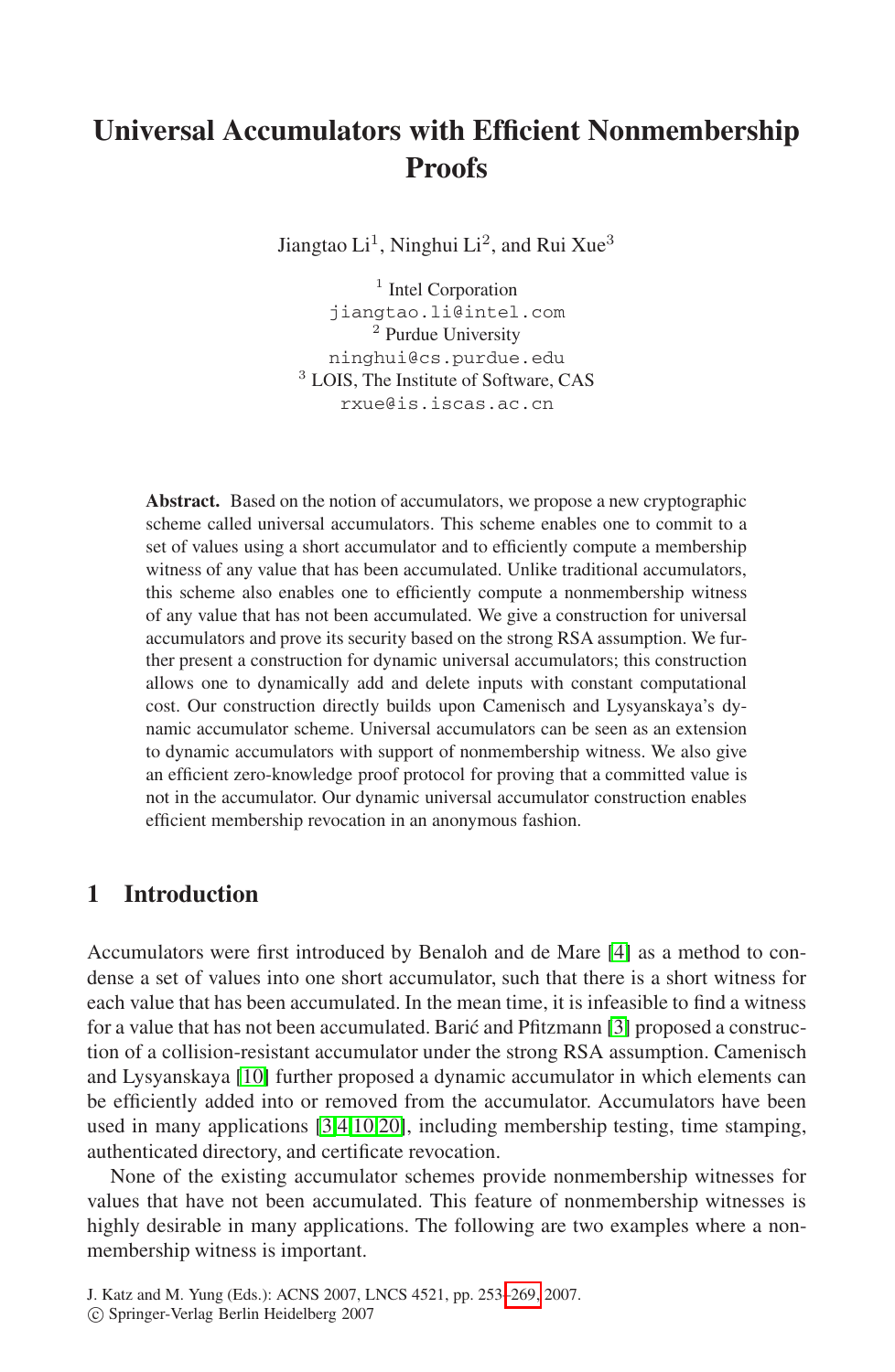# Universal Accumulators with Efficient Nonmembership Proofs

Jiangtao Li[1], Ninghui Li[2], and Rui Xue[3]

[1] Intel Corporation
jiangtao.li@intel.com
[2] Purdue University
ninghui@cs.purdue.edu
[3] LOIS, The Institute of Software, CAS
rxue@is.iscas.ac.cn

**Abstract.** Based on the notion of accumulators, we propose a new cryptographic scheme called universal accumulators. This scheme enables one to commit to a set of values using a short accumulator and to efficiently compute a membership witness of any value that has been accumulated. Unlike traditional accumulators, this scheme also enables one to efficiently compute a nonmembership witness of any value that has not been accumulated. We give a construction for universal accumulators and prove its security based on the strong RSA assumption. We further present a construction for dynamic universal accumulators; this construction allows one to dynamically add and delete inputs with constant computational cost. Our construction directly builds upon Camenisch and Lysyanskaya's dynamic accumulator scheme. Universal accumulators can be seen as an extension to dynamic accumulators with support of nonmembership witness. We also give an efficient zero-knowledge proof protocol for proving that a committed value is not in the accumulator. Our dynamic universal accumulator construction enables efficient membership revocation in an anonymous fashion.

## 1 Introduction

Accumulators were first introduced by Benaloh and de Mare [4] as a method to condense a set of values into one short accumulator, such that there is a short witness for each value that has been accumulated. In the mean time, it is infeasible to find a witness for a value that has not been accumulated. Barić and Pfitzmann [3] proposed a construction of a collision-resistant accumulator under the strong RSA assumption. Camenisch and Lysyanskaya [10] further proposed a dynamic accumulator in which elements can be efficiently added into or removed from the accumulator. Accumulators have been used in many applications [3,4,10,20], including membership testing, time stamping, authenticated directory, and certificate revocation.

None of the existing accumulator schemes provide nonmembership witnesses for values that have not been accumulated. This feature of nonmembership witnesses is highly desirable in many applications. The following are two examples where a nonmembership witness is important.

J. Katz and M. Yung (Eds.): ACNS 2007, LNCS 4521, pp. 253–269, 2007.
© Springer-Verlag Berlin Heidelberg 2007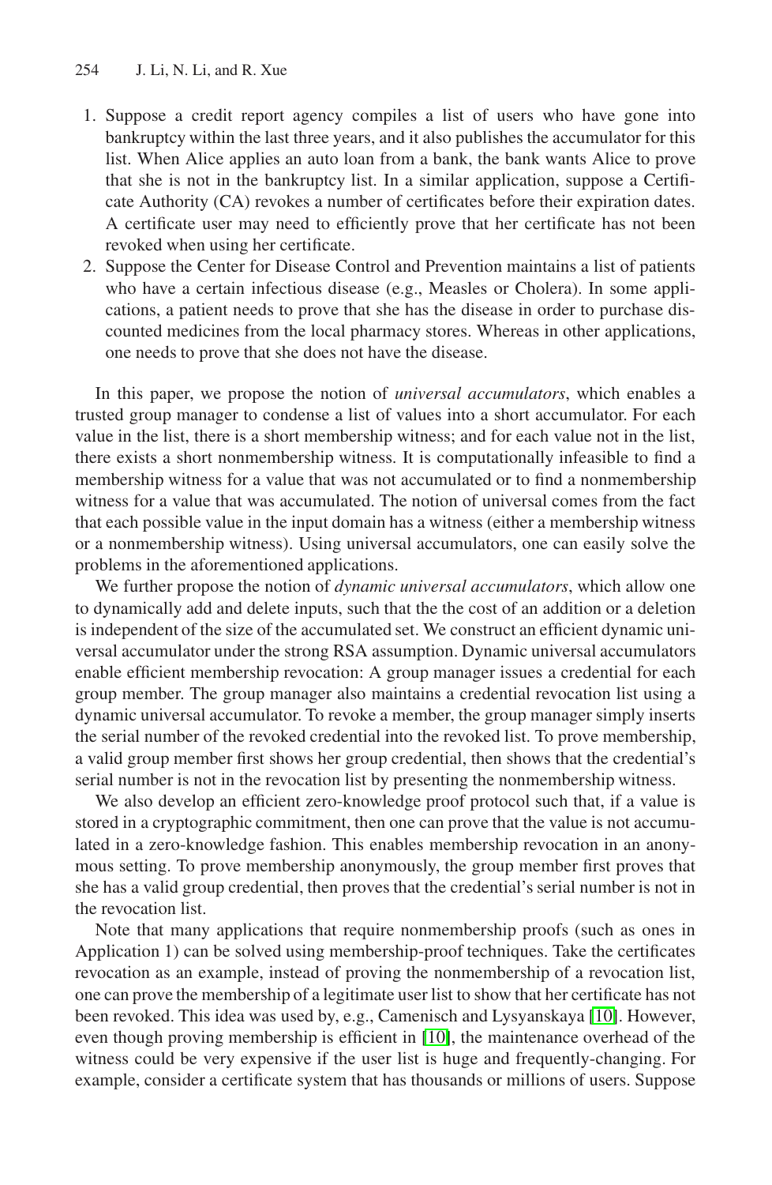1. Suppose a credit report agency compiles a list of users who have gone into bankruptcy within the last three years, and it also publishes the accumulator for this list. When Alice applies an auto loan from a bank, the bank wants Alice to prove that she is not in the bankruptcy list. In a similar application, suppose a Certificate Authority (CA) revokes a number of certificates before their expiration dates. A certificate user may need to efficiently prove that her certificate has not been revoked when using her certificate.
2. Suppose the Center for Disease Control and Prevention maintains a list of patients who have a certain infectious disease (e.g., Measles or Cholera). In some applications, a patient needs to prove that she has the disease in order to purchase discounted medicines from the local pharmacy stores. Whereas in other applications, one needs to prove that she does not have the disease.

In this paper, we propose the notion of *universal accumulators*, which enables a trusted group manager to condense a list of values into a short accumulator. For each value in the list, there is a short membership witness; and for each value not in the list, there exists a short nonmembership witness. It is computationally infeasible to find a membership witness for a value that was not accumulated or to find a nonmembership witness for a value that was accumulated. The notion of universal comes from the fact that each possible value in the input domain has a witness (either a membership witness or a nonmembership witness). Using universal accumulators, one can easily solve the problems in the aforementioned applications.

We further propose the notion of *dynamic universal accumulators*, which allow one to dynamically add and delete inputs, such that the the cost of an addition or a deletion is independent of the size of the accumulated set. We construct an efficient dynamic universal accumulator under the strong RSA assumption. Dynamic universal accumulators enable efficient membership revocation: A group manager issues a credential for each group member. The group manager also maintains a credential revocation list using a dynamic universal accumulator. To revoke a member, the group manager simply inserts the serial number of the revoked credential into the revoked list. To prove membership, a valid group member first shows her group credential, then shows that the credential's serial number is not in the revocation list by presenting the nonmembership witness.

We also develop an efficient zero-knowledge proof protocol such that, if a value is stored in a cryptographic commitment, then one can prove that the value is not accumulated in a zero-knowledge fashion. This enables membership revocation in an anonymous setting. To prove membership anonymously, the group member first proves that she has a valid group credential, then proves that the credential's serial number is not in the revocation list.

Note that many applications that require nonmembership proofs (such as ones in Application 1) can be solved using membership-proof techniques. Take the certificates revocation as an example, instead of proving the nonmembership of a revocation list, one can prove the membership of a legitimate user list to show that her certificate has not been revoked. This idea was used by, e.g., Camenisch and Lysyanskaya [10]. However, even though proving membership is efficient in [10], the maintenance overhead of the witness could be very expensive if the user list is huge and frequently-changing. For example, consider a certificate system that has thousands or millions of users. Suppose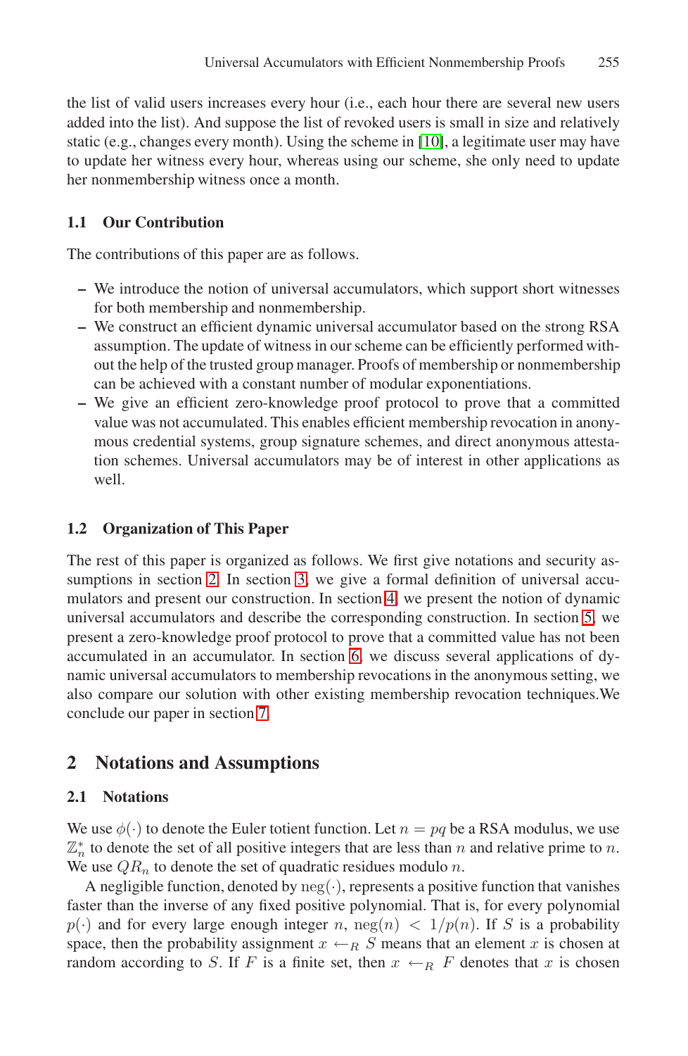the list of valid users increases every hour (i.e., each hour there are several new users added into the list). And suppose the list of revoked users is small in size and relatively static (e.g., changes every month). Using the scheme in [10], a legitimate user may have to update her witness every hour, whereas using our scheme, she only need to update her nonmembership witness once a month.

### 1.1 Our Contribution

The contributions of this paper are as follows.

- We introduce the notion of universal accumulators, which support short witnesses for both membership and nonmembership.
- We construct an efficient dynamic universal accumulator based on the strong RSA assumption. The update of witness in our scheme can be efficiently performed without the help of the trusted group manager. Proofs of membership or nonmembership can be achieved with a constant number of modular exponentiations.
- We give an efficient zero-knowledge proof protocol to prove that a committed value was not accumulated. This enables efficient membership revocation in anonymous credential systems, group signature schemes, and direct anonymous attestation schemes. Universal accumulators may be of interest in other applications as well.

### 1.2 Organization of This Paper

The rest of this paper is organized as follows. We first give notations and security assumptions in section 2. In section 3, we give a formal definition of universal accumulators and present our construction. In section 4, we present the notion of dynamic universal accumulators and describe the corresponding construction. In section 5, we present a zero-knowledge proof protocol to prove that a committed value has not been accumulated in an accumulator. In section 6, we discuss several applications of dynamic universal accumulators to membership revocations in the anonymous setting, we also compare our solution with other existing membership revocation techniques. We conclude our paper in section 7.

## 2 Notations and Assumptions

### 2.1 Notations

We use $\phi(\cdot)$ to denote the Euler totient function. Let $n = pq$ be a RSA modulus, we use $\mathbb{Z}_n^*$ to denote the set of all positive integers that are less than $n$ and relative prime to $n$. We use $QR_n$ to denote the set of quadratic residues modulo $n$.

A negligible function, denoted by $\text{neg}(\cdot)$, represents a positive function that vanishes faster than the inverse of any fixed positive polynomial. That is, for every polynomial $p(\cdot)$ and for every large enough integer $n$, $\text{neg}(n) < 1/p(n)$. If $S$ is a probability space, then the probability assignment $x \leftarrow_R S$ means that an element $x$ is chosen at random according to $S$. If $F$ is a finite set, then $x \leftarrow_R F$ denotes that $x$ is chosen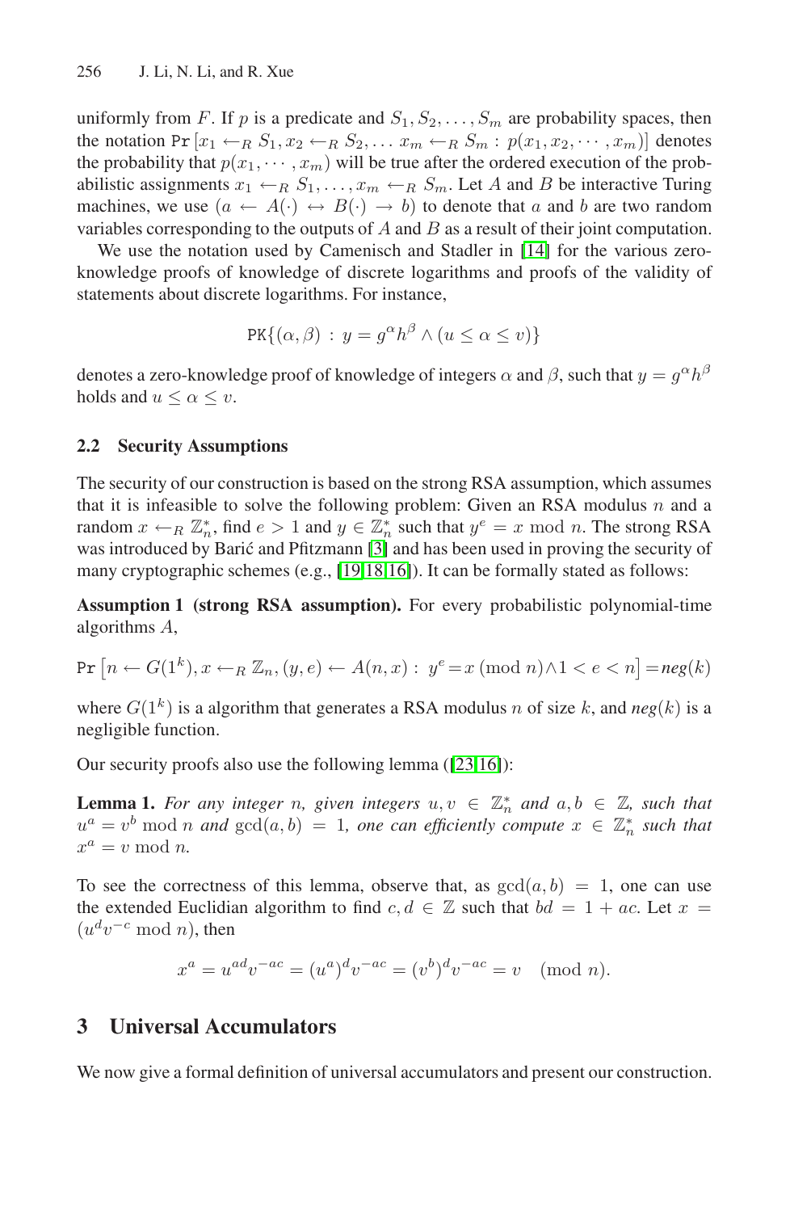uniformly from $F$. If $p$ is a predicate and $S_1, S_2, \ldots, S_m$ are probability spaces, then the notation $\Pr[x_1 \leftarrow_R S_1, x_2 \leftarrow_R S_2, \ldots x_m \leftarrow_R S_m : p(x_1, x_2, \cdots, x_m)]$ denotes the probability that $p(x_1, \cdots, x_m)$ will be true after the ordered execution of the probabilistic assignments $x_1 \leftarrow_R S_1, \ldots, x_m \leftarrow_R S_m$. Let $A$ and $B$ be interactive Turing machines, we use $(a \leftarrow A(\cdot) \leftrightarrow B(\cdot) \rightarrow b)$ to denote that $a$ and $b$ are two random variables corresponding to the outputs of $A$ and $B$ as a result of their joint computation.

We use the notation used by Camenisch and Stadler in [14] for the various zero-knowledge proofs of knowledge of discrete logarithms and proofs of the validity of statements about discrete logarithms. For instance,

$$\mathtt{PK}\{(\alpha, \beta) : y = g^\alpha h^\beta \wedge (u \leq \alpha \leq v)\}$$

denotes a zero-knowledge proof of knowledge of integers $\alpha$ and $\beta$, such that $y = g^\alpha h^\beta$ holds and $u \leq \alpha \leq v$.

### 2.2 Security Assumptions

The security of our construction is based on the strong RSA assumption, which assumes that it is infeasible to solve the following problem: Given an RSA modulus $n$ and a random $x \leftarrow_R \mathbb{Z}_n^*$, find $e > 1$ and $y \in \mathbb{Z}_n^*$ such that $y^e = x \bmod n$. The strong RSA was introduced by Barić and Pfitzmann [3] and has been used in proving the security of many cryptographic schemes (e.g., [19,18,16]). It can be formally stated as follows:

**Assumption 1 (strong RSA assumption).** For every probabilistic polynomial-time algorithms $A$,

$$\Pr\left[n \leftarrow G(1^k), x \leftarrow_R \mathbb{Z}_n, (y, e) \leftarrow A(n, x) : y^e = x \pmod n \wedge 1 < e < n\right] = \textit{neg}(k)$$

where $G(1^k)$ is a algorithm that generates a RSA modulus $n$ of size $k$, and $\textit{neg}(k)$ is a negligible function.

Our security proofs also use the following lemma ([23,16]):

**Lemma 1.** *For any integer $n$, given integers $u, v \in \mathbb{Z}_n^*$ and $a, b \in \mathbb{Z}$, such that $u^a = v^b \bmod n$ and $\gcd(a, b) = 1$, one can efficiently compute $x \in \mathbb{Z}_n^*$ such that $x^a = v \bmod n$.*

To see the correctness of this lemma, observe that, as $\gcd(a, b) = 1$, one can use the extended Euclidian algorithm to find $c, d \in \mathbb{Z}$ such that $bd = 1 + ac$. Let $x = (u^d v^{-c} \bmod n)$, then

$$x^a = u^{ad} v^{-ac} = (u^a)^d v^{-ac} = (v^b)^d v^{-ac} = v \pmod n.$$

## 3 Universal Accumulators

We now give a formal definition of universal accumulators and present our construction.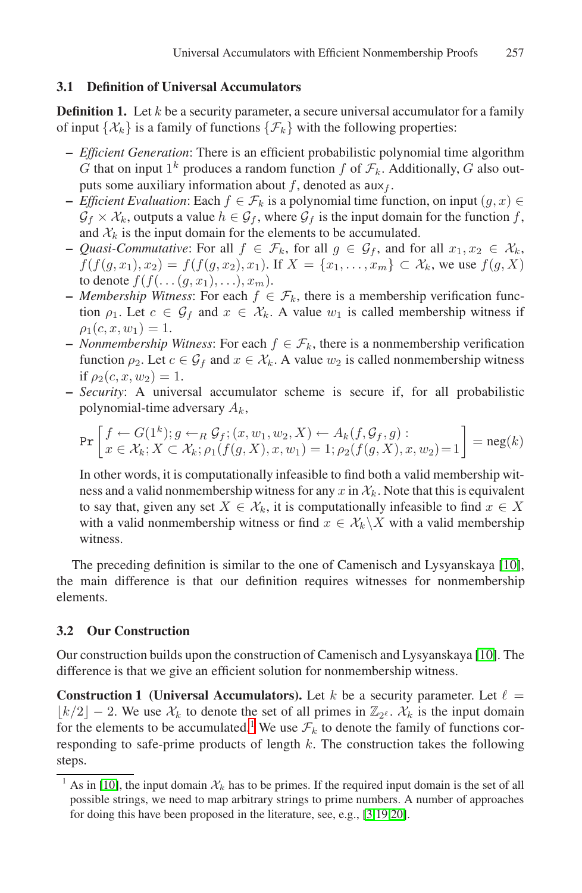### 3.1 Definition of Universal Accumulators

**Definition 1.** Let $k$ be a security parameter, a secure universal accumulator for a family of input $\{\mathcal{X}_k\}$ is a family of functions $\{\mathcal{F}_k\}$ with the following properties:

- *Efficient Generation*: There is an efficient probabilistic polynomial time algorithm $G$ that on input $1^k$ produces a random function $f$ of $\mathcal{F}_k$. Additionally, $G$ also outputs some auxiliary information about $f$, denoted as $\mathtt{aux}_f$.
- *Efficient Evaluation*: Each $f \in \mathcal{F}_k$ is a polynomial time function, on input $(g, x) \in \mathcal{G}_f \times \mathcal{X}_k$, outputs a value $h \in \mathcal{G}_f$, where $\mathcal{G}_f$ is the input domain for the function $f$, and $\mathcal{X}_k$ is the input domain for the elements to be accumulated.
- *Quasi-Commutative*: For all $f \in \mathcal{F}_k$, for all $g \in \mathcal{G}_f$, and for all $x_1, x_2 \in \mathcal{X}_k$, $f(f(g, x_1), x_2) = f(f(g, x_2), x_1)$. If $X = \{x_1, \ldots, x_m\} \subset \mathcal{X}_k$, we use $f(g, X)$ to denote $f(f(\ldots(g, x_1), \ldots), x_m)$.
- *Membership Witness*: For each $f \in \mathcal{F}_k$, there is a membership verification function $\rho_1$. Let $c \in \mathcal{G}_f$ and $x \in \mathcal{X}_k$. A value $w_1$ is called membership witness if $\rho_1(c, x, w_1) = 1$.
- *Nonmembership Witness*: For each $f \in \mathcal{F}_k$, there is a nonmembership verification function $\rho_2$. Let $c \in \mathcal{G}_f$ and $x \in \mathcal{X}_k$. A value $w_2$ is called nonmembership witness if $\rho_2(c, x, w_2) = 1$.
- *Security*: A universal accumulator scheme is secure if, for all probabilistic polynomial-time adversary $A_k$,

$$\Pr\left[\begin{array}{l} f \leftarrow G(1^k); g \leftarrow_R \mathcal{G}_f; (x, w_1, w_2, X) \leftarrow A_k(f, \mathcal{G}_f, g): \\ x \in \mathcal{X}_k; X \subset \mathcal{X}_k; \rho_1(f(g, X), x, w_1) = 1; \rho_2(f(g, X), x, w_2) = 1 \end{array}\right] = \text{neg}(k)$$

  In other words, it is computationally infeasible to find both a valid membership witness and a valid nonmembership witness for any $x$ in $\mathcal{X}_k$. Note that this is equivalent to say that, given any set $X \in \mathcal{X}_k$, it is computationally infeasible to find $x \in X$ with a valid nonmembership witness or find $x \in \mathcal{X}_k \backslash X$ with a valid membership witness.

The preceding definition is similar to the one of Camenisch and Lysyanskaya [10], the main difference is that our definition requires witnesses for nonmembership elements.

### 3.2 Our Construction

Our construction builds upon the construction of Camenisch and Lysyanskaya [10]. The difference is that we give an efficient solution for nonmembership witness.

**Construction 1 (Universal Accumulators).** Let $k$ be a security parameter. Let $\ell = \lfloor k/2 \rfloor - 2$. We use $\mathcal{X}_k$ to denote the set of all primes in $\mathbb{Z}_{2^\ell}$. $\mathcal{X}_k$ is the input domain for the elements to be accumulated.[1] We use $\mathcal{F}_k$ to denote the family of functions corresponding to safe-prime products of length $k$. The construction takes the following steps.

[1] As in [10], the input domain $\mathcal{X}_k$ has to be primes. If the required input domain is the set of all possible strings, we need to map arbitrary strings to prime numbers. A number of approaches for doing this have been proposed in the literature, see, e.g., [3,19,20].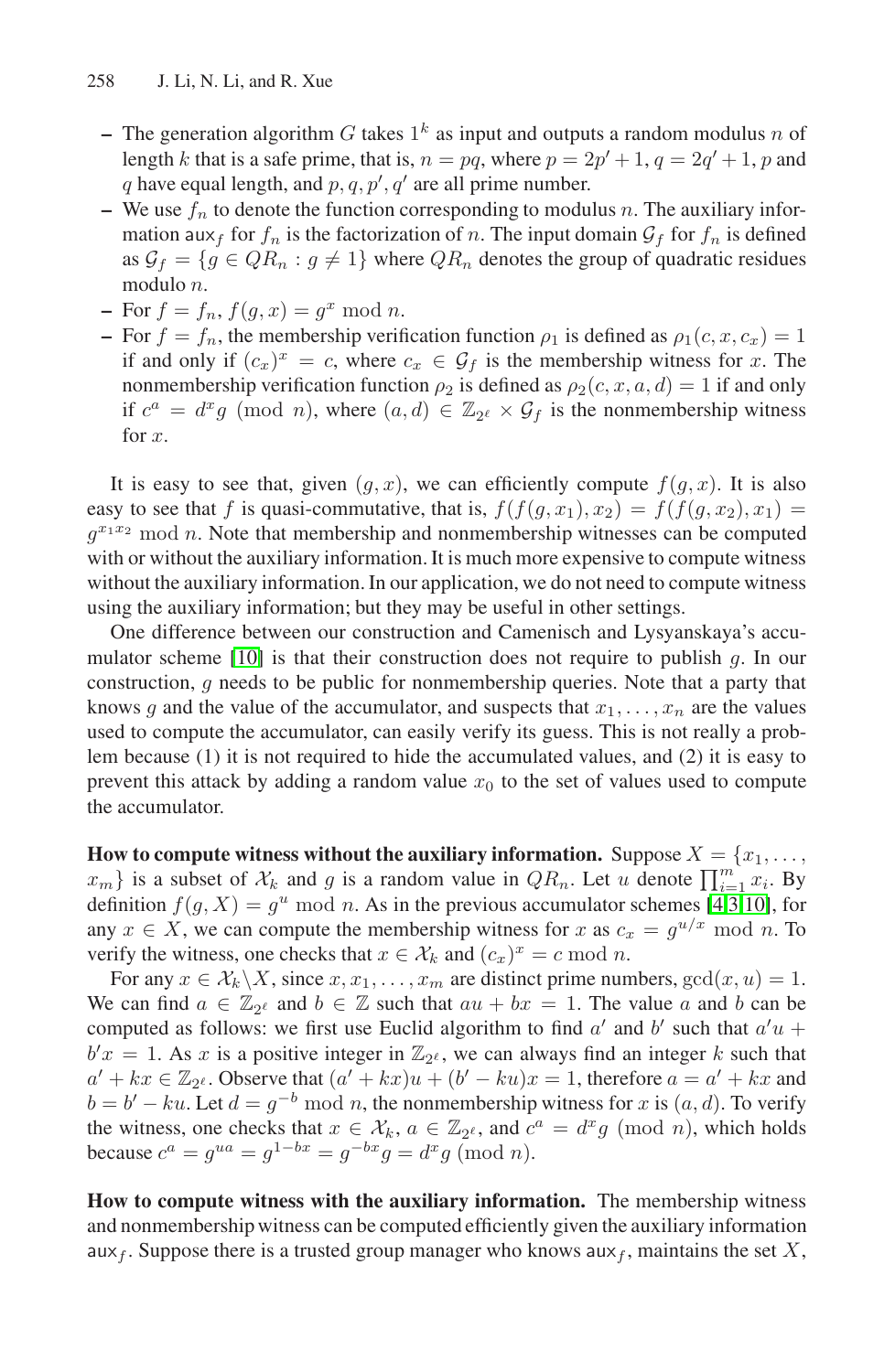- The generation algorithm $G$ takes $1^k$ as input and outputs a random modulus $n$ of length $k$ that is a safe prime, that is, $n = pq$, where $p = 2p' + 1$, $q = 2q' + 1$, $p$ and $q$ have equal length, and $p, q, p', q'$ are all prime number.
- We use $f_n$ to denote the function corresponding to modulus $n$. The auxiliary information $\mathsf{aux}_f$ for $f_n$ is the factorization of $n$. The input domain $\mathcal{G}_f$ for $f_n$ is defined as $\mathcal{G}_f = \{g \in QR_n : g \neq 1\}$ where $QR_n$ denotes the group of quadratic residues modulo $n$.
- For $f = f_n$, $f(g, x) = g^x \bmod n$.
- For $f = f_n$, the membership verification function $\rho_1$ is defined as $\rho_1(c, x, c_x) = 1$ if and only if $(c_x)^x = c$, where $c_x \in \mathcal{G}_f$ is the membership witness for $x$. The nonmembership verification function $\rho_2$ is defined as $\rho_2(c, x, a, d) = 1$ if and only if $c^a = d^x g \pmod{n}$, where $(a, d) \in \mathbb{Z}_{2^\ell} \times \mathcal{G}_f$ is the nonmembership witness for $x$.

It is easy to see that, given $(g, x)$, we can efficiently compute $f(g, x)$. It is also easy to see that $f$ is quasi-commutative, that is, $f(f(g, x_1), x_2) = f(f(g, x_2), x_1) = g^{x_1 x_2} \bmod n$. Note that membership and nonmembership witnesses can be computed with or without the auxiliary information. It is much more expensive to compute witness without the auxiliary information. In our application, we do not need to compute witness using the auxiliary information; but they may be useful in other settings.

One difference between our construction and Camenisch and Lysyanskaya's accumulator scheme [10] is that their construction does not require to publish $g$. In our construction, $g$ needs to be public for nonmembership queries. Note that a party that knows $g$ and the value of the accumulator, and suspects that $x_1, \ldots, x_n$ are the values used to compute the accumulator, can easily verify its guess. This is not really a problem because (1) it is not required to hide the accumulated values, and (2) it is easy to prevent this attack by adding a random value $x_0$ to the set of values used to compute the accumulator.

**How to compute witness without the auxiliary information.** Suppose $X = \{x_1, \ldots, x_m\}$ is a subset of $\mathcal{X}_k$ and $g$ is a random value in $QR_n$. Let $u$ denote $\prod_{i=1}^{m} x_i$. By definition $f(g, X) = g^u \bmod n$. As in the previous accumulator schemes [4,3,10], for any $x \in X$, we can compute the membership witness for $x$ as $c_x = g^{u/x} \bmod n$. To verify the witness, one checks that $x \in \mathcal{X}_k$ and $(c_x)^x = c \bmod n$.

For any $x \in \mathcal{X}_k \backslash X$, since $x, x_1, \ldots, x_m$ are distinct prime numbers, $\gcd(x, u) = 1$. We can find $a \in \mathbb{Z}_{2^\ell}$ and $b \in \mathbb{Z}$ such that $au + bx = 1$. The value $a$ and $b$ can be computed as follows: we first use Euclid algorithm to find $a'$ and $b'$ such that $a'u + b'x = 1$. As $x$ is a positive integer in $\mathbb{Z}_{2^\ell}$, we can always find an integer $k$ such that $a' + kx \in \mathbb{Z}_{2^\ell}$. Observe that $(a' + kx)u + (b' - ku)x = 1$, therefore $a = a' + kx$ and $b = b' - ku$. Let $d = g^{-b} \bmod n$, the nonmembership witness for $x$ is $(a, d)$. To verify the witness, one checks that $x \in \mathcal{X}_k$, $a \in \mathbb{Z}_{2^\ell}$, and $c^a = d^x g \pmod{n}$, which holds because $c^a = g^{ua} = g^{1-bx} = g^{-bx} g = d^x g \pmod{n}$.

**How to compute witness with the auxiliary information.** The membership witness and nonmembership witness can be computed efficiently given the auxiliary information $\mathsf{aux}_f$. Suppose there is a trusted group manager who knows $\mathsf{aux}_f$, maintains the set $X$,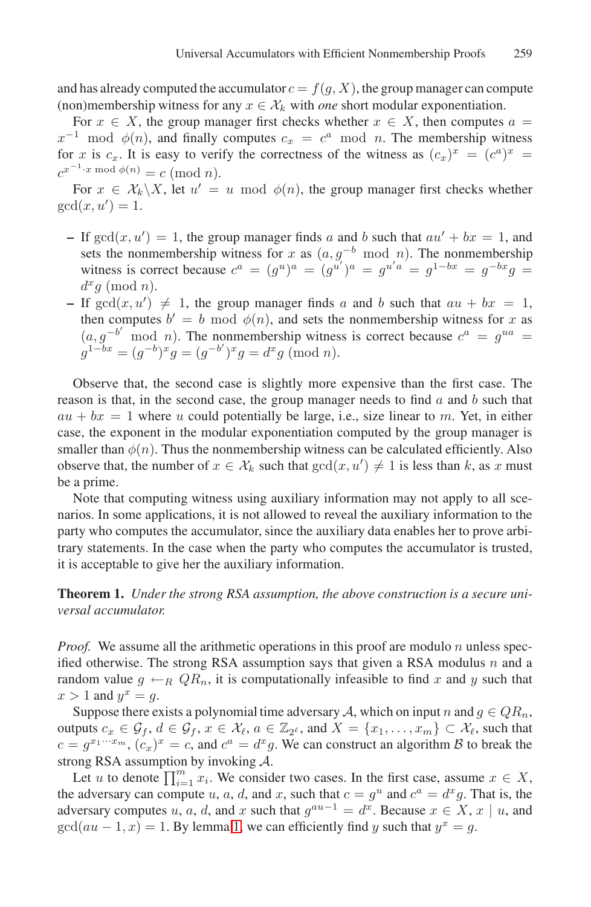and has already computed the accumulator $c = f(g, X)$, the group manager can compute (non)membership witness for any $x \in \mathcal{X}_k$ with *one* short modular exponentiation.

For $x \in X$, the group manager first checks whether $x \in X$, then computes $a = x^{-1} \bmod \phi(n)$, and finally computes $c_x = c^a \bmod n$. The membership witness for $x$ is $c_x$. It is easy to verify the correctness of the witness as $(c_x)^x = (c^a)^x = c^{x^{-1} \cdot x \bmod \phi(n)} = c \pmod{n}$.

For $x \in \mathcal{X}_k \backslash X$, let $u' = u \bmod \phi(n)$, the group manager first checks whether $\gcd(x, u') = 1$.

- If $\gcd(x, u') = 1$, the group manager finds $a$ and $b$ such that $au' + bx = 1$, and sets the nonmembership witness for $x$ as $(a, g^{-b} \bmod n)$. The nonmembership witness is correct because $c^a = (g^u)^a = (g^{u'})^a = g^{u'a} = g^{1-bx} = g^{-bx}g = d^x g \pmod{n}$.
- If $\gcd(x, u') \neq 1$, the group manager finds $a$ and $b$ such that $au + bx = 1$, then computes $b' = b \bmod \phi(n)$, and sets the nonmembership witness for $x$ as $(a, g^{-b'} \bmod n)$. The nonmembership witness is correct because $c^a = g^{ua} = g^{1-bx} = (g^{-b})^x g = (g^{-b'})^x g = d^x g \pmod{n}$.

Observe that, the second case is slightly more expensive than the first case. The reason is that, in the second case, the group manager needs to find $a$ and $b$ such that $au + bx = 1$ where $u$ could potentially be large, i.e., size linear to $m$. Yet, in either case, the exponent in the modular exponentiation computed by the group manager is smaller than $\phi(n)$. Thus the nonmembership witness can be calculated efficiently. Also observe that, the number of $x \in \mathcal{X}_k$ such that $\gcd(x, u') \neq 1$ is less than $k$, as $x$ must be a prime.

Note that computing witness using auxiliary information may not apply to all scenarios. In some applications, it is not allowed to reveal the auxiliary information to the party who computes the accumulator, since the auxiliary data enables her to prove arbitrary statements. In the case when the party who computes the accumulator is trusted, it is acceptable to give her the auxiliary information.

**Theorem 1.** *Under the strong RSA assumption, the above construction is a secure universal accumulator.*

*Proof.* We assume all the arithmetic operations in this proof are modulo $n$ unless specified otherwise. The strong RSA assumption says that given a RSA modulus $n$ and a random value $g \leftarrow_R QR_n$, it is computationally infeasible to find $x$ and $y$ such that $x > 1$ and $y^x = g$.

Suppose there exists a polynomial time adversary $\mathcal{A}$, which on input $n$ and $g \in QR_n$, outputs $c_x \in \mathcal{G}_f$, $d \in \mathcal{G}_f$, $x \in \mathcal{X}_\ell$, $a \in \mathbb{Z}_{2^\ell}$, and $X = \{x_1, \ldots, x_m\} \subset \mathcal{X}_\ell$, such that $c = g^{x_1 \cdots x_m}$, $(c_x)^x = c$, and $c^a = d^x g$. We can construct an algorithm $\mathcal{B}$ to break the strong RSA assumption by invoking $\mathcal{A}$.

Let $u$ to denote $\prod_{i=1}^{m} x_i$. We consider two cases. In the first case, assume $x \in X$, the adversary can compute $u$, $a$, $d$, and $x$, such that $c = g^u$ and $c^a = d^x g$. That is, the adversary computes $u$, $a$, $d$, and $x$ such that $g^{au-1} = d^x$. Because $x \in X$, $x \mid u$, and $\gcd(au - 1, x) = 1$. By lemma 1, we can efficiently find $y$ such that $y^x = g$.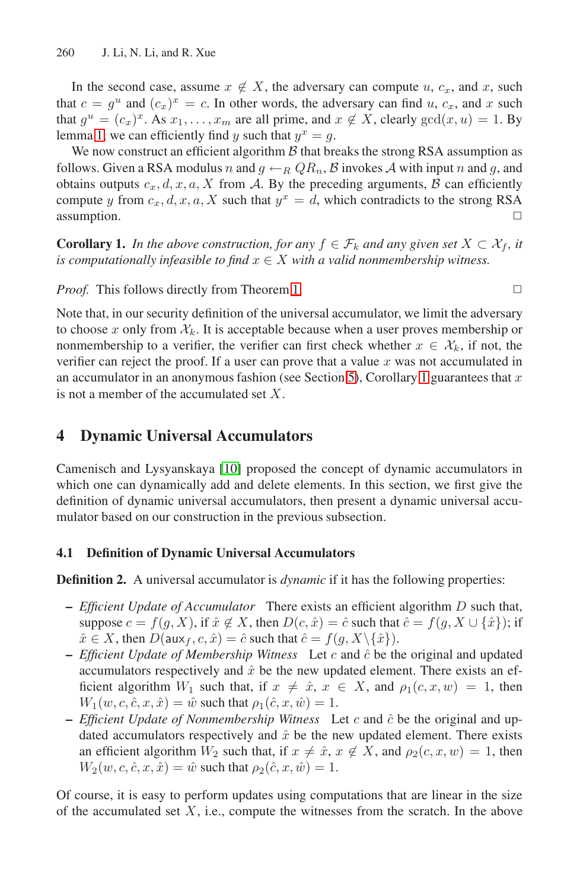In the second case, assume $x \notin X$, the adversary can compute $u$, $c_x$, and $x$, such that $c = g^u$ and $(c_x)^x = c$. In other words, the adversary can find $u$, $c_x$, and $x$ such that $g^u = (c_x)^x$. As $x_1, \ldots, x_m$ are all prime, and $x \notin X$, clearly $\gcd(x, u) = 1$. By lemma 1, we can efficiently find $y$ such that $y^x = g$.

We now construct an efficient algorithm $\mathcal{B}$ that breaks the strong RSA assumption as follows. Given a RSA modulus $n$ and $g \leftarrow_R QR_n$, $\mathcal{B}$ invokes $\mathcal{A}$ with input $n$ and $g$, and obtains outputs $c_x, d, x, a, X$ from $\mathcal{A}$. By the preceding arguments, $\mathcal{B}$ can efficiently compute $y$ from $c_x, d, x, a, X$ such that $y^x = d$, which contradicts to the strong RSA assumption. □

**Corollary 1.** *In the above construction, for any $f \in \mathcal{F}_k$ and any given set $X \subset \mathcal{X}_f$, it is computationally infeasible to find $x \in X$ with a valid nonmembership witness.*

*Proof.* This follows directly from Theorem 1. □

Note that, in our security definition of the universal accumulator, we limit the adversary to choose $x$ only from $\mathcal{X}_k$. It is acceptable because when a user proves membership or nonmembership to a verifier, the verifier can first check whether $x \in \mathcal{X}_k$, if not, the verifier can reject the proof. If a user can prove that a value $x$ was not accumulated in an accumulator in an anonymous fashion (see Section 5), Corollary 1 guarantees that $x$ is not a member of the accumulated set $X$.

## 4 Dynamic Universal Accumulators

Camenisch and Lysyanskaya [10] proposed the concept of dynamic accumulators in which one can dynamically add and delete elements. In this section, we first give the definition of dynamic universal accumulators, then present a dynamic universal accumulator based on our construction in the previous subsection.

### 4.1 Definition of Dynamic Universal Accumulators

**Definition 2.** A universal accumulator is *dynamic* if it has the following properties:

- *Efficient Update of Accumulator* There exists an efficient algorithm $D$ such that, suppose $c = f(g, X)$, if $\hat{x} \notin X$, then $D(c, \hat{x}) = \hat{c}$ such that $\hat{c} = f(g, X \cup \{\hat{x}\})$; if $\hat{x} \in X$, then $D(\mathsf{aux}_f, c, \hat{x}) = \hat{c}$ such that $\hat{c} = f(g, X \backslash \{\hat{x}\})$.
- *Efficient Update of Membership Witness* Let $c$ and $\hat{c}$ be the original and updated accumulators respectively and $\hat{x}$ be the new updated element. There exists an efficient algorithm $W_1$ such that, if $x \neq \hat{x}$, $x \in X$, and $\rho_1(c, x, w) = 1$, then $W_1(w, c, \hat{c}, x, \hat{x}) = \hat{w}$ such that $\rho_1(\hat{c}, x, \hat{w}) = 1$.
- *Efficient Update of Nonmembership Witness* Let $c$ and $\hat{c}$ be the original and updated accumulators respectively and $\hat{x}$ be the new updated element. There exists an efficient algorithm $W_2$ such that, if $x \neq \hat{x}$, $x \notin X$, and $\rho_2(c, x, w) = 1$, then $W_2(w, c, \hat{c}, x, \hat{x}) = \hat{w}$ such that $\rho_2(\hat{c}, x, \hat{w}) = 1$.

Of course, it is easy to perform updates using computations that are linear in the size of the accumulated set $X$, i.e., compute the witnesses from the scratch. In the above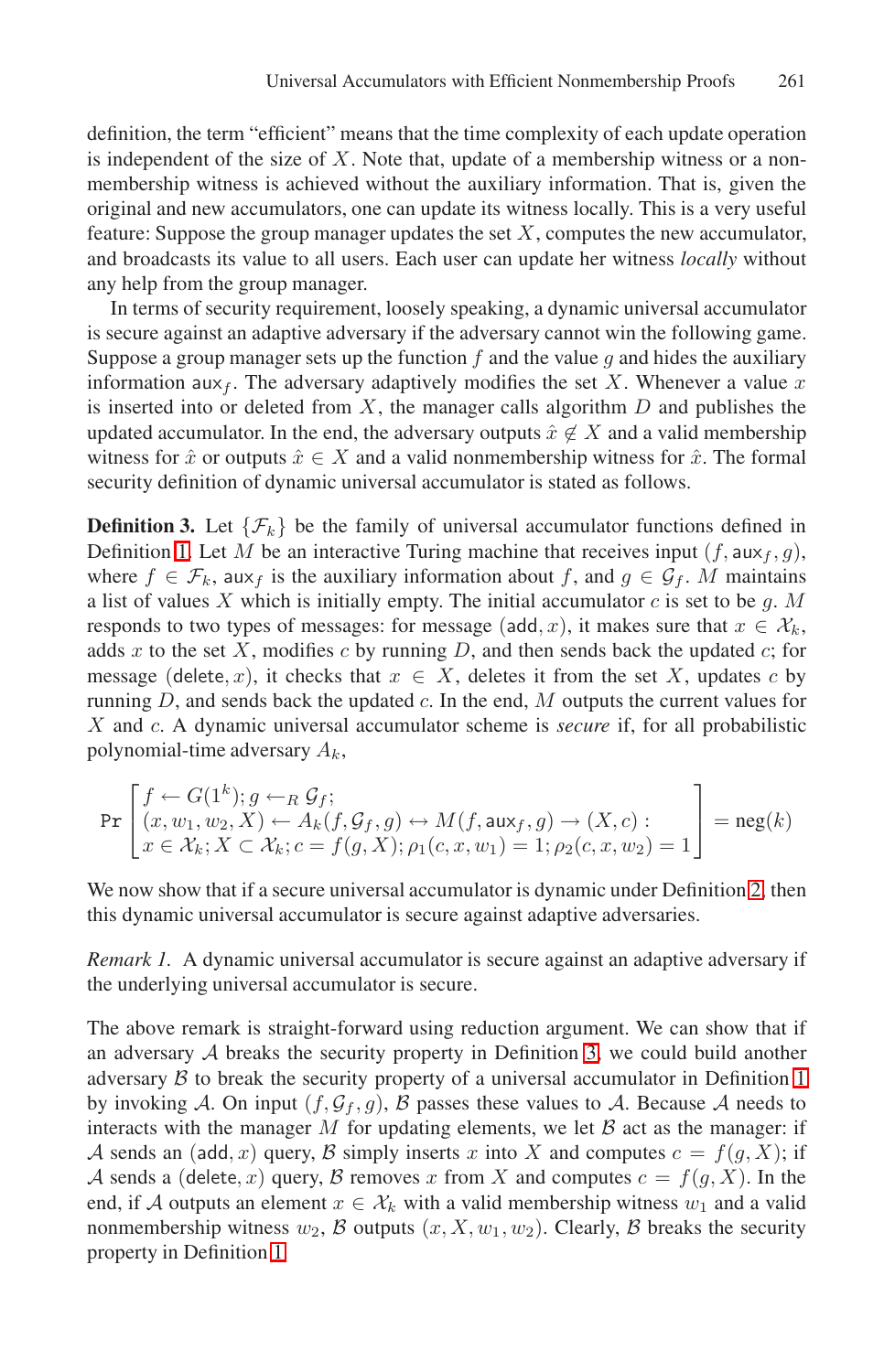definition, the term "efficient" means that the time complexity of each update operation is independent of the size of $X$. Note that, update of a membership witness or a nonmembership witness is achieved without the auxiliary information. That is, given the original and new accumulators, one can update its witness locally. This is a very useful feature: Suppose the group manager updates the set $X$, computes the new accumulator, and broadcasts its value to all users. Each user can update her witness *locally* without any help from the group manager.

In terms of security requirement, loosely speaking, a dynamic universal accumulator is secure against an adaptive adversary if the adversary cannot win the following game. Suppose a group manager sets up the function $f$ and the value $g$ and hides the auxiliary information $\mathsf{aux}_f$. The adversary adaptively modifies the set $X$. Whenever a value $x$ is inserted into or deleted from $X$, the manager calls algorithm $D$ and publishes the updated accumulator. In the end, the adversary outputs $\hat{x} \notin X$ and a valid membership witness for $\hat{x}$ or outputs $\hat{x} \in X$ and a valid nonmembership witness for $\hat{x}$. The formal security definition of dynamic universal accumulator is stated as follows.

**Definition 3.** Let $\{\mathcal{F}_k\}$ be the family of universal accumulator functions defined in Definition 1. Let $M$ be an interactive Turing machine that receives input $(f, \mathsf{aux}_f, g)$, where $f \in \mathcal{F}_k$, $\mathsf{aux}_f$ is the auxiliary information about $f$, and $g \in \mathcal{G}_f$. $M$ maintains a list of values $X$ which is initially empty. The initial accumulator $c$ is set to be $g$. $M$ responds to two types of messages: for message $(\mathsf{add}, x)$, it makes sure that $x \in \mathcal{X}_k$, adds $x$ to the set $X$, modifies $c$ by running $D$, and then sends back the updated $c$; for message $(\mathsf{delete}, x)$, it checks that $x \in X$, deletes it from the set $X$, updates $c$ by running $D$, and sends back the updated $c$. In the end, $M$ outputs the current values for $X$ and $c$. A dynamic universal accumulator scheme is *secure* if, for all probabilistic polynomial-time adversary $A_k$,

$$\Pr\left[\begin{array}{l} f \leftarrow G(1^k); g \leftarrow_R \mathcal{G}_f; \\ (x, w_1, w_2, X) \leftarrow A_k(f, \mathcal{G}_f, g) \leftrightarrow M(f, \mathsf{aux}_f, g) \rightarrow (X, c): \\ x \in \mathcal{X}_k; X \subset \mathcal{X}_k; c = f(g, X); \rho_1(c, x, w_1) = 1; \rho_2(c, x, w_2) = 1 \end{array}\right] = \mathrm{neg}(k)$$

We now show that if a secure universal accumulator is dynamic under Definition 2, then this dynamic universal accumulator is secure against adaptive adversaries.

*Remark 1.* A dynamic universal accumulator is secure against an adaptive adversary if the underlying universal accumulator is secure.

The above remark is straight-forward using reduction argument. We can show that if an adversary $\mathcal{A}$ breaks the security property in Definition 3, we could build another adversary $\mathcal{B}$ to break the security property of a universal accumulator in Definition 1 by invoking $\mathcal{A}$. On input $(f, \mathcal{G}_f, g)$, $\mathcal{B}$ passes these values to $\mathcal{A}$. Because $\mathcal{A}$ needs to interacts with the manager $M$ for updating elements, we let $\mathcal{B}$ act as the manager: if $\mathcal{A}$ sends an $(\mathsf{add}, x)$ query, $\mathcal{B}$ simply inserts $x$ into $X$ and computes $c = f(g, X)$; if $\mathcal{A}$ sends a $(\mathsf{delete}, x)$ query, $\mathcal{B}$ removes $x$ from $X$ and computes $c = f(g, X)$. In the end, if $\mathcal{A}$ outputs an element $x \in \mathcal{X}_k$ with a valid membership witness $w_1$ and a valid nonmembership witness $w_2$, $\mathcal{B}$ outputs $(x, X, w_1, w_2)$. Clearly, $\mathcal{B}$ breaks the security property in Definition 1.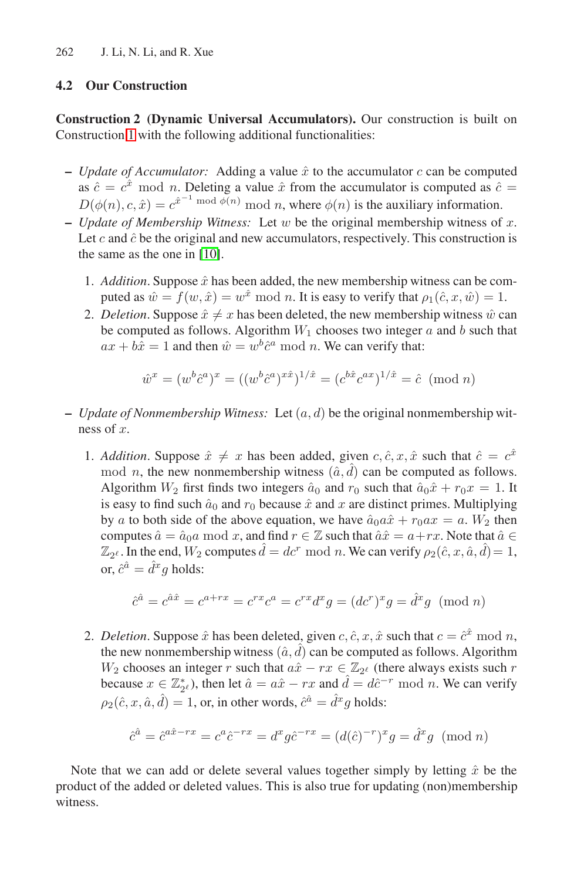### 4.2 Our Construction

**Construction 2 (Dynamic Universal Accumulators).** Our construction is built on Construction 1 with the following additional functionalities:

- *Update of Accumulator:* Adding a value $\hat{x}$ to the accumulator $c$ can be computed as $\hat{c} = c^{\hat{x}} \bmod n$. Deleting a value $\hat{x}$ from the accumulator is computed as $\hat{c} = D(\phi(n), c, \hat{x}) = c^{\hat{x}^{-1} \bmod \phi(n)} \bmod n$, where $\phi(n)$ is the auxiliary information.
- *Update of Membership Witness:* Let $w$ be the original membership witness of $x$. Let $c$ and $\hat{c}$ be the original and new accumulators, respectively. This construction is the same as the one in [10].

  1. *Addition*. Suppose $\hat{x}$ has been added, the new membership witness can be computed as $\hat{w} = f(w, \hat{x}) = w^{\hat{x}} \bmod n$. It is easy to verify that $\rho_1(\hat{c}, x, \hat{w}) = 1$.
  2. *Deletion*. Suppose $\hat{x} \neq x$ has been deleted, the new membership witness $\hat{w}$ can be computed as follows. Algorithm $W_1$ chooses two integer $a$ and $b$ such that $ax + b\hat{x} = 1$ and then $\hat{w} = w^b \hat{c}^a \bmod n$. We can verify that:

$$\hat{w}^x = (w^b \hat{c}^a)^x = ((w^b \hat{c}^a)^{x\hat{x}})^{1/\hat{x}} = (c^{b\hat{x}} c^{ax})^{1/\hat{x}} = \hat{c} \pmod n$$

- *Update of Nonmembership Witness:* Let $(a, d)$ be the original nonmembership witness of $x$.

  1. *Addition*. Suppose $\hat{x} \neq x$ has been added, given $c, \hat{c}, x, \hat{x}$ such that $\hat{c} = c^{\hat{x}} \bmod n$, the new nonmembership witness $(\hat{a}, \hat{d})$ can be computed as follows. Algorithm $W_2$ first finds two integers $\hat{a}_0$ and $r_0$ such that $\hat{a}_0 \hat{x} + r_0 x = 1$. It is easy to find such $\hat{a}_0$ and $r_0$ because $\hat{x}$ and $x$ are distinct primes. Multiplying by $a$ to both side of the above equation, we have $\hat{a}_0 a \hat{x} + r_0 a x = a$. $W_2$ then computes $\hat{a} = \hat{a}_0 a \bmod x$, and find $r \in \mathbb{Z}$ such that $\hat{a}\hat{x} = a + rx$. Note that $\hat{a} \in \mathbb{Z}_{2^\ell}$. In the end, $W_2$ computes $\hat{d} = dc^r \bmod n$. We can verify $\rho_2(\hat{c}, x, \hat{a}, \hat{d}) = 1$, or, $\hat{c}^{\hat{a}} = \hat{d}^x g$ holds:

$$\hat{c}^{\hat{a}} = c^{\hat{a}\hat{x}} = c^{a+rx} = c^{rx} c^a = c^{rx} d^x g = (dc^r)^x g = \hat{d}^x g \pmod n$$

  2. *Deletion*. Suppose $\hat{x}$ has been deleted, given $c, \hat{c}, x, \hat{x}$ such that $c = \hat{c}^{\hat{x}} \bmod n$, the new nonmembership witness $(\hat{a}, \hat{d})$ can be computed as follows. Algorithm $W_2$ chooses an integer $r$ such that $a\hat{x} - rx \in \mathbb{Z}_{2^\ell}$ (there always exists such $r$ because $x \in \mathbb{Z}^*_{2^\ell}$), then let $\hat{a} = a\hat{x} - rx$ and $\hat{d} = d\hat{c}^{-r} \bmod n$. We can verify $\rho_2(\hat{c}, x, \hat{a}, \hat{d}) = 1$, or, in other words, $\hat{c}^{\hat{a}} = \hat{d}^x g$ holds:

$$\hat{c}^{\hat{a}} = \hat{c}^{a\hat{x} - rx} = c^a \hat{c}^{-rx} = d^x g \hat{c}^{-rx} = (d(\hat{c})^{-r})^x g = \hat{d}^x g \pmod n$$

Note that we can add or delete several values together simply by letting $\hat{x}$ be the product of the added or deleted values. This is also true for updating (non)membership witness.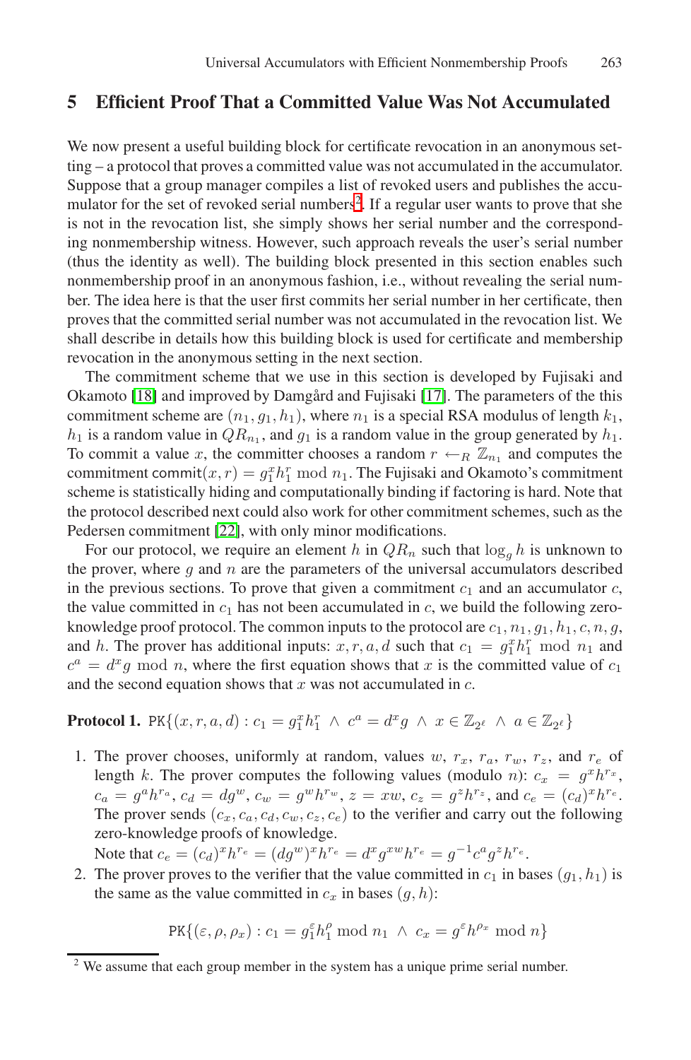## 5 Efficient Proof That a Committed Value Was Not Accumulated

We now present a useful building block for certificate revocation in an anonymous setting – a protocol that proves a committed value was not accumulated in the accumulator. Suppose that a group manager compiles a list of revoked users and publishes the accumulator for the set of revoked serial numbers[2]. If a regular user wants to prove that she is not in the revocation list, she simply shows her serial number and the corresponding nonmembership witness. However, such approach reveals the user's serial number (thus the identity as well). The building block presented in this section enables such nonmembership proof in an anonymous fashion, i.e., without revealing the serial number. The idea here is that the user first commits her serial number in her certificate, then proves that the committed serial number was not accumulated in the revocation list. We shall describe in details how this building block is used for certificate and membership revocation in the anonymous setting in the next section.

The commitment scheme that we use in this section is developed by Fujisaki and Okamoto [18] and improved by Damgård and Fujisaki [17]. The parameters of the this commitment scheme are $(n_1, g_1, h_1)$, where $n_1$ is a special RSA modulus of length $k_1$, $h_1$ is a random value in $QR_{n_1}$, and $g_1$ is a random value in the group generated by $h_1$. To commit a value $x$, the committer chooses a random $r \leftarrow_R \mathbb{Z}_{n_1}$ and computes the commitment $\mathsf{commit}(x, r) = g_1^x h_1^r \bmod n_1$. The Fujisaki and Okamoto's commitment scheme is statistically hiding and computationally binding if factoring is hard. Note that the protocol described next could also work for other commitment schemes, such as the Pedersen commitment [22], with only minor modifications.

For our protocol, we require an element $h$ in $QR_n$ such that $\log_g h$ is unknown to the prover, where $g$ and $n$ are the parameters of the universal accumulators described in the previous sections. To prove that given a commitment $c_1$ and an accumulator $c$, the value committed in $c_1$ has not been accumulated in $c$, we build the following zero-knowledge proof protocol. The common inputs to the protocol are $c_1, n_1, g_1, h_1, c, n, g$, and $h$. The prover has additional inputs: $x, r, a, d$ such that $c_1 = g_1^x h_1^r \bmod n_1$ and $c^a = d^x g \bmod n$, where the first equation shows that $x$ is the committed value of $c_1$ and the second equation shows that $x$ was not accumulated in $c$.

**Protocol 1.** $\mathtt{PK}\{(x, r, a, d) : c_1 = g_1^x h_1^r \ \wedge\ c^a = d^x g \ \wedge\ x \in \mathbb{Z}_{2^\ell} \ \wedge\ a \in \mathbb{Z}_{2^\ell}\}$

1. The prover chooses, uniformly at random, values $w$, $r_x$, $r_a$, $r_w$, $r_z$, and $r_e$ of length $k$. The prover computes the following values (modulo $n$): $c_x = g^x h^{r_x}$, $c_a = g^a h^{r_a}$, $c_d = dg^w$, $c_w = g^w h^{r_w}$, $z = xw$, $c_z = g^z h^{r_z}$, and $c_e = (c_d)^x h^{r_e}$. The prover sends $(c_x, c_a, c_d, c_w, c_z, c_e)$ to the verifier and carry out the following zero-knowledge proofs of knowledge.
   Note that $c_e = (c_d)^x h^{r_e} = (dg^w)^x h^{r_e} = d^x g^{xw} h^{r_e} = g^{-1} c^a g^z h^{r_e}$.
2. The prover proves to the verifier that the value committed in $c_1$ in bases $(g_1, h_1)$ is the same as the value committed in $c_x$ in bases $(g, h)$:

$$\mathtt{PK}\{(\varepsilon, \rho, \rho_x) : c_1 = g_1^\varepsilon h_1^\rho \bmod n_1 \ \wedge\ c_x = g^\varepsilon h^{\rho_x} \bmod n\}$$

[2] We assume that each group member in the system has a unique prime serial number.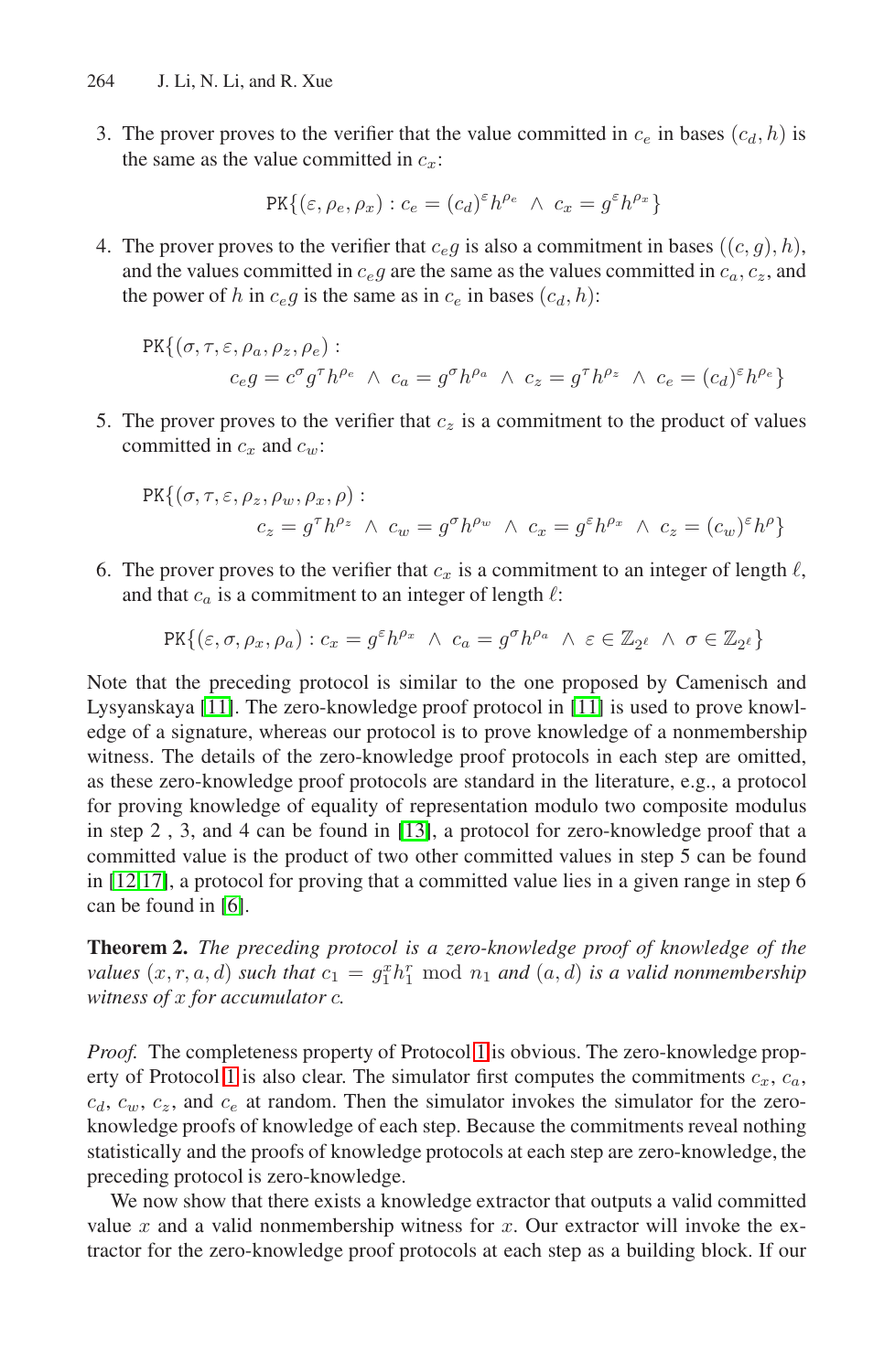3. The prover proves to the verifier that the value committed in $c_e$ in bases $(c_d, h)$ is the same as the value committed in $c_x$:

$$\texttt{PK}\{(\varepsilon, \rho_e, \rho_x) : c_e = (c_d)^{\varepsilon} h^{\rho_e} \ \wedge \ c_x = g^{\varepsilon} h^{\rho_x}\}$$

4. The prover proves to the verifier that $c_e g$ is also a commitment in bases $((c, g), h)$, and the values committed in $c_e g$ are the same as the values committed in $c_a$, $c_z$, and the power of $h$ in $c_e g$ is the same as in $c_e$ in bases $(c_d, h)$:

$$\texttt{PK}\{(\sigma, \tau, \varepsilon, \rho_a, \rho_z, \rho_e) : \\ c_e g = c^{\sigma} g^{\tau} h^{\rho_e} \ \wedge \ c_a = g^{\sigma} h^{\rho_a} \ \wedge \ c_z = g^{\tau} h^{\rho_z} \ \wedge \ c_e = (c_d)^{\varepsilon} h^{\rho_e}\}$$

5. The prover proves to the verifier that $c_z$ is a commitment to the product of values committed in $c_x$ and $c_w$:

$$\texttt{PK}\{(\sigma, \tau, \varepsilon, \rho_z, \rho_w, \rho_x, \rho) : \\ c_z = g^{\tau} h^{\rho_z} \ \wedge \ c_w = g^{\sigma} h^{\rho_w} \ \wedge \ c_x = g^{\varepsilon} h^{\rho_x} \ \wedge \ c_z = (c_w)^{\varepsilon} h^{\rho}\}$$

6. The prover proves to the verifier that $c_x$ is a commitment to an integer of length $\ell$, and that $c_a$ is a commitment to an integer of length $\ell$:

$$\texttt{PK}\{(\varepsilon, \sigma, \rho_x, \rho_a) : c_x = g^{\varepsilon} h^{\rho_x} \ \wedge \ c_a = g^{\sigma} h^{\rho_a} \ \wedge \ \varepsilon \in \mathbb{Z}_{2^{\ell}} \ \wedge \ \sigma \in \mathbb{Z}_{2^{\ell}}\}$$

Note that the preceding protocol is similar to the one proposed by Camenisch and Lysyanskaya [11]. The zero-knowledge proof protocol in [11] is used to prove knowledge of a signature, whereas our protocol is to prove knowledge of a nonmembership witness. The details of the zero-knowledge proof protocols in each step are omitted, as these zero-knowledge proof protocols are standard in the literature, e.g., a protocol for proving knowledge of equality of representation modulo two composite modulus in step 2 , 3, and 4 can be found in [13], a protocol for zero-knowledge proof that a committed value is the product of two other committed values in step 5 can be found in [12,17], a protocol for proving that a committed value lies in a given range in step 6 can be found in [6].

**Theorem 2.** *The preceding protocol is a zero-knowledge proof of knowledge of the values $(x, r, a, d)$ such that $c_1 = g_1^x h_1^r \bmod n_1$ and $(a, d)$ is a valid nonmembership witness of $x$ for accumulator $c$.*

*Proof.* The completeness property of Protocol 1 is obvious. The zero-knowledge property of Protocol 1 is also clear. The simulator first computes the commitments $c_x$, $c_a$, $c_d$, $c_w$, $c_z$, and $c_e$ at random. Then the simulator invokes the simulator for the zero-knowledge proofs of knowledge of each step. Because the commitments reveal nothing statistically and the proofs of knowledge protocols at each step are zero-knowledge, the preceding protocol is zero-knowledge.

We now show that there exists a knowledge extractor that outputs a valid committed value $x$ and a valid nonmembership witness for $x$. Our extractor will invoke the extractor for the zero-knowledge proof protocols at each step as a building block. If our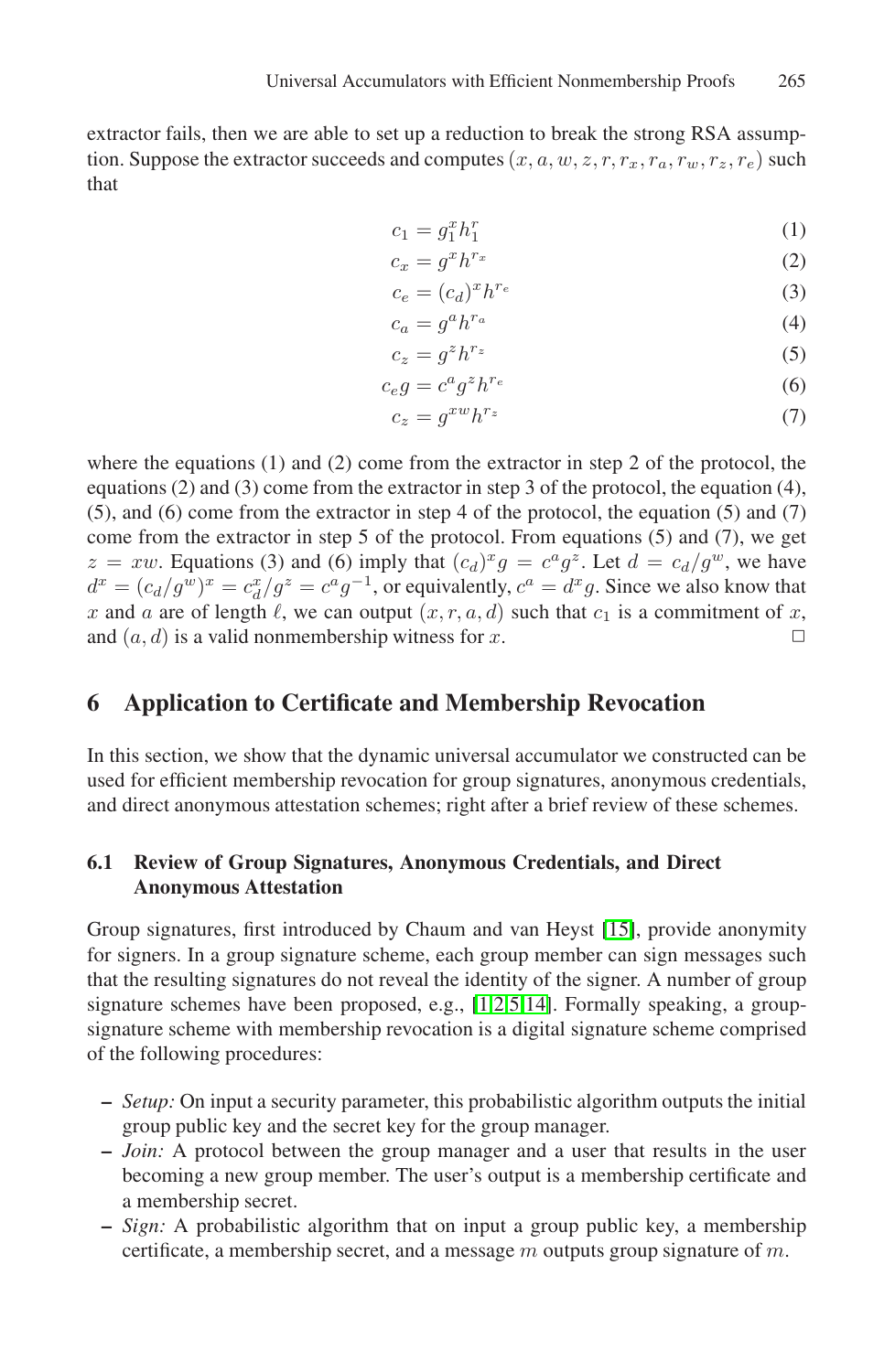extractor fails, then we are able to set up a reduction to break the strong RSA assumption. Suppose the extractor succeeds and computes $(x, a, w, z, r, r_x, r_a, r_w, r_z, r_e)$ such that

$$c_1 = g_1^x h_1^r \tag{1}$$

$$c_x = g^x h^{r_x} \tag{2}$$

$$c_e = (c_d)^x h^{r_e} \tag{3}$$

$$c_a = g^a h^{r_a} \tag{4}$$

$$c_z = g^z h^{r_z} \tag{5}$$

$$c_e g = c^a g^z h^{r_e} \tag{6}$$

$$c_z = g^{xw} h^{r_z} \tag{7}$$

where the equations (1) and (2) come from the extractor in step 2 of the protocol, the equations (2) and (3) come from the extractor in step 3 of the protocol, the equation (4), (5), and (6) come from the extractor in step 4 of the protocol, the equation (5) and (7) come from the extractor in step 5 of the protocol. From equations (5) and (7), we get $z = xw$. Equations (3) and (6) imply that $(c_d)^x g = c^a g^z$. Let $d = c_d / g^w$, we have $d^x = (c_d/g^w)^x = c_d^x / g^z = c^a g^{-1}$, or equivalently, $c^a = d^x g$. Since we also know that $x$ and $a$ are of length $\ell$, we can output $(x, r, a, d)$ such that $c_1$ is a commitment of $x$, and $(a, d)$ is a valid nonmembership witness for $x$. □

## 6 Application to Certificate and Membership Revocation

In this section, we show that the dynamic universal accumulator we constructed can be used for efficient membership revocation for group signatures, anonymous credentials, and direct anonymous attestation schemes; right after a brief review of these schemes.

### 6.1 Review of Group Signatures, Anonymous Credentials, and Direct Anonymous Attestation

Group signatures, first introduced by Chaum and van Heyst [15], provide anonymity for signers. In a group signature scheme, each group member can sign messages such that the resulting signatures do not reveal the identity of the signer. A number of group signature schemes have been proposed, e.g., [1,2,5,14]. Formally speaking, a group-signature scheme with membership revocation is a digital signature scheme comprised of the following procedures:

- *Setup:* On input a security parameter, this probabilistic algorithm outputs the initial group public key and the secret key for the group manager.
- *Join:* A protocol between the group manager and a user that results in the user becoming a new group member. The user's output is a membership certificate and a membership secret.
- *Sign:* A probabilistic algorithm that on input a group public key, a membership certificate, a membership secret, and a message $m$ outputs group signature of $m$.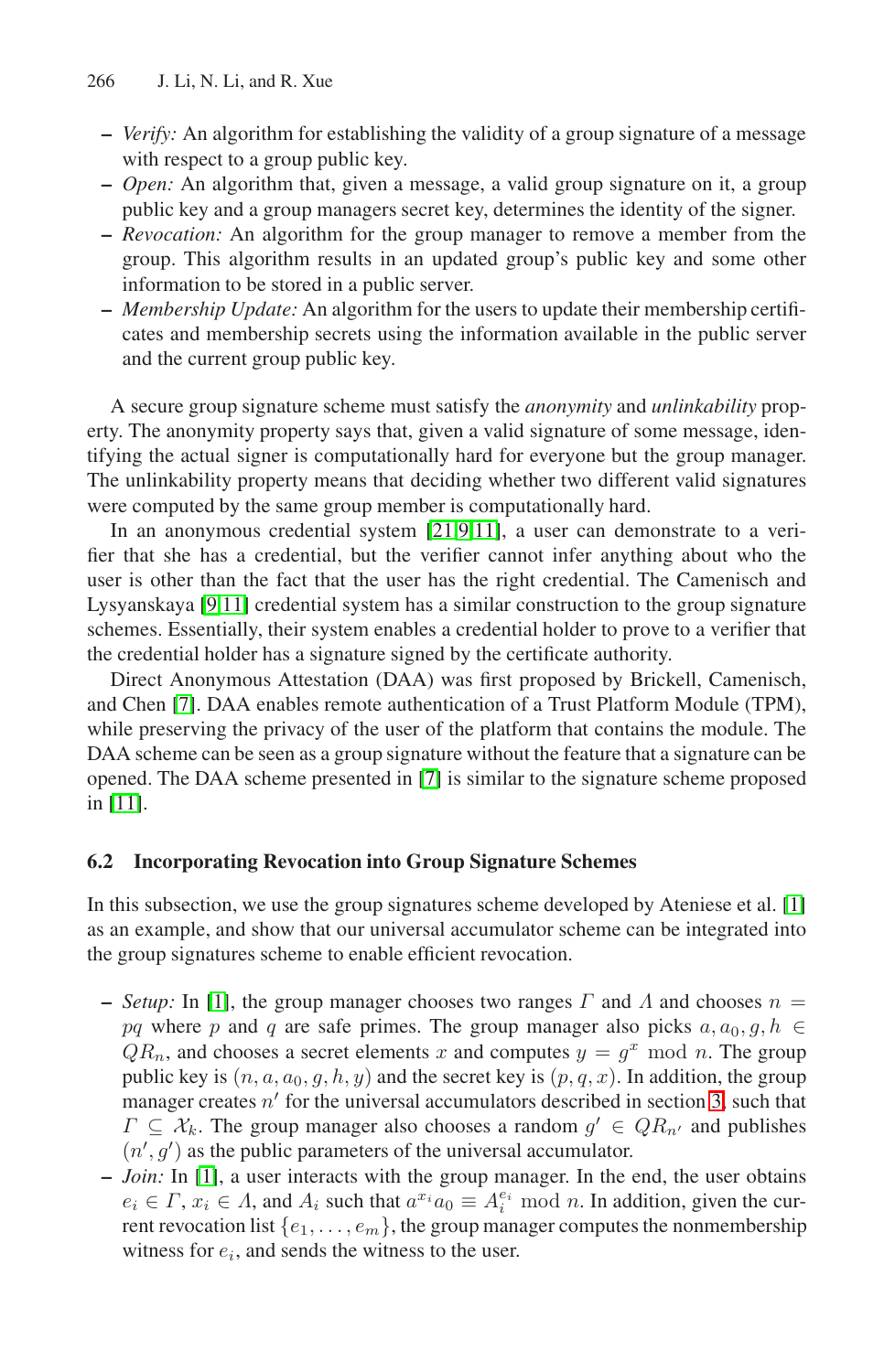- *Verify:* An algorithm for establishing the validity of a group signature of a message with respect to a group public key.
- *Open:* An algorithm that, given a message, a valid group signature on it, a group public key and a group managers secret key, determines the identity of the signer.
- *Revocation:* An algorithm for the group manager to remove a member from the group. This algorithm results in an updated group's public key and some other information to be stored in a public server.
- *Membership Update:* An algorithm for the users to update their membership certificates and membership secrets using the information available in the public server and the current group public key.

A secure group signature scheme must satisfy the *anonymity* and *unlinkability* property. The anonymity property says that, given a valid signature of some message, identifying the actual signer is computationally hard for everyone but the group manager. The unlinkability property means that deciding whether two different valid signatures were computed by the same group member is computationally hard.

In an anonymous credential system [21,9,11], a user can demonstrate to a verifier that she has a credential, but the verifier cannot infer anything about who the user is other than the fact that the user has the right credential. The Camenisch and Lysyanskaya [9,11] credential system has a similar construction to the group signature schemes. Essentially, their system enables a credential holder to prove to a verifier that the credential holder has a signature signed by the certificate authority.

Direct Anonymous Attestation (DAA) was first proposed by Brickell, Camenisch, and Chen [7]. DAA enables remote authentication of a Trust Platform Module (TPM), while preserving the privacy of the user of the platform that contains the module. The DAA scheme can be seen as a group signature without the feature that a signature can be opened. The DAA scheme presented in [7] is similar to the signature scheme proposed in [11].

### 6.2 Incorporating Revocation into Group Signature Schemes

In this subsection, we use the group signatures scheme developed by Ateniese et al. [1] as an example, and show that our universal accumulator scheme can be integrated into the group signatures scheme to enable efficient revocation.

- *Setup:* In [1], the group manager chooses two ranges $\Gamma$ and $\Lambda$ and chooses $n = pq$ where $p$ and $q$ are safe primes. The group manager also picks $a, a_0, g, h \in QR_n$, and chooses a secret elements $x$ and computes $y = g^x \bmod n$. The group public key is $(n, a, a_0, g, h, y)$ and the secret key is $(p, q, x)$. In addition, the group manager creates $n'$ for the universal accumulators described in section 3, such that $\Gamma \subseteq \mathcal{X}_k$. The group manager also chooses a random $g' \in QR_{n'}$ and publishes $(n', g')$ as the public parameters of the universal accumulator.
- *Join:* In [1], a user interacts with the group manager. In the end, the user obtains $e_i \in \Gamma$, $x_i \in \Lambda$, and $A_i$ such that $a^{x_i} a_0 \equiv A_i^{e_i} \bmod n$. In addition, given the current revocation list $\{e_1, \ldots, e_m\}$, the group manager computes the nonmembership witness for $e_i$, and sends the witness to the user.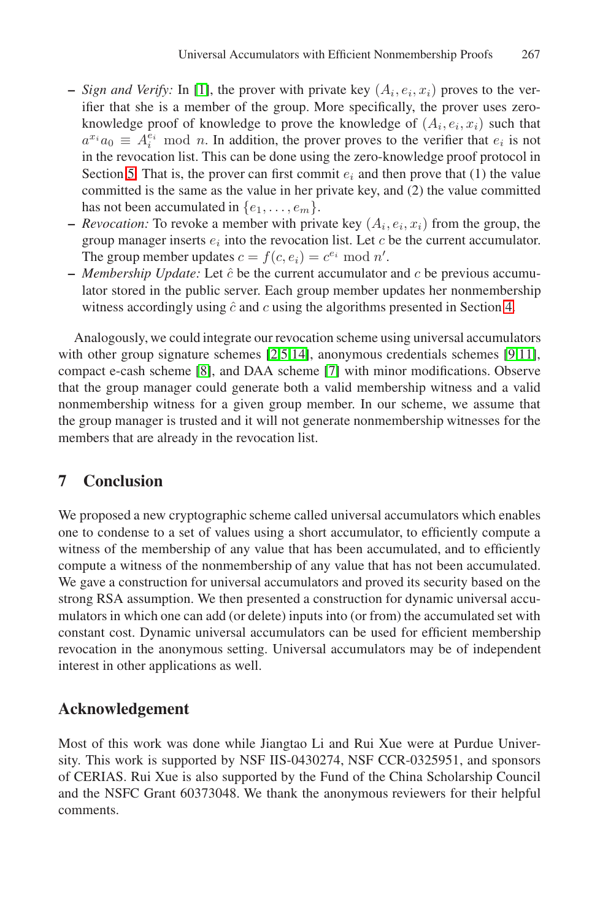- *Sign and Verify:* In [1], the prover with private key $(A_i, e_i, x_i)$ proves to the verifier that she is a member of the group. More specifically, the prover uses zero-knowledge proof of knowledge to prove the knowledge of $(A_i, e_i, x_i)$ such that $a^{x_i} a_0 \equiv A_i^{e_i} \bmod n$. In addition, the prover proves to the verifier that $e_i$ is not in the revocation list. This can be done using the zero-knowledge proof protocol in Section 5. That is, the prover can first commit $e_i$ and then prove that (1) the value committed is the same as the value in her private key, and (2) the value committed has not been accumulated in $\{e_1, \ldots, e_m\}$.
- *Revocation:* To revoke a member with private key $(A_i, e_i, x_i)$ from the group, the group manager inserts $e_i$ into the revocation list. Let $c$ be the current accumulator. The group member updates $c = f(c, e_i) = c^{e_i} \bmod n'$.
- *Membership Update:* Let $\hat{c}$ be the current accumulator and $c$ be previous accumulator stored in the public server. Each group member updates her nonmembership witness accordingly using $\hat{c}$ and $c$ using the algorithms presented in Section 4.

Analogously, we could integrate our revocation scheme using universal accumulators with other group signature schemes [2,5,14], anonymous credentials schemes [9,11], compact e-cash scheme [8], and DAA scheme [7] with minor modifications. Observe that the group manager could generate both a valid membership witness and a valid nonmembership witness for a given group member. In our scheme, we assume that the group manager is trusted and it will not generate nonmembership witnesses for the members that are already in the revocation list.

## 7 Conclusion

We proposed a new cryptographic scheme called universal accumulators which enables one to condense to a set of values using a short accumulator, to efficiently compute a witness of the membership of any value that has been accumulated, and to efficiently compute a witness of the nonmembership of any value that has not been accumulated. We gave a construction for universal accumulators and proved its security based on the strong RSA assumption. We then presented a construction for dynamic universal accumulators in which one can add (or delete) inputs into (or from) the accumulated set with constant cost. Dynamic universal accumulators can be used for efficient membership revocation in the anonymous setting. Universal accumulators may be of independent interest in other applications as well.

## Acknowledgement

Most of this work was done while Jiangtao Li and Rui Xue were at Purdue University. This work is supported by NSF IIS-0430274, NSF CCR-0325951, and sponsors of CERIAS. Rui Xue is also supported by the Fund of the China Scholarship Council and the NSFC Grant 60373048. We thank the anonymous reviewers for their helpful comments.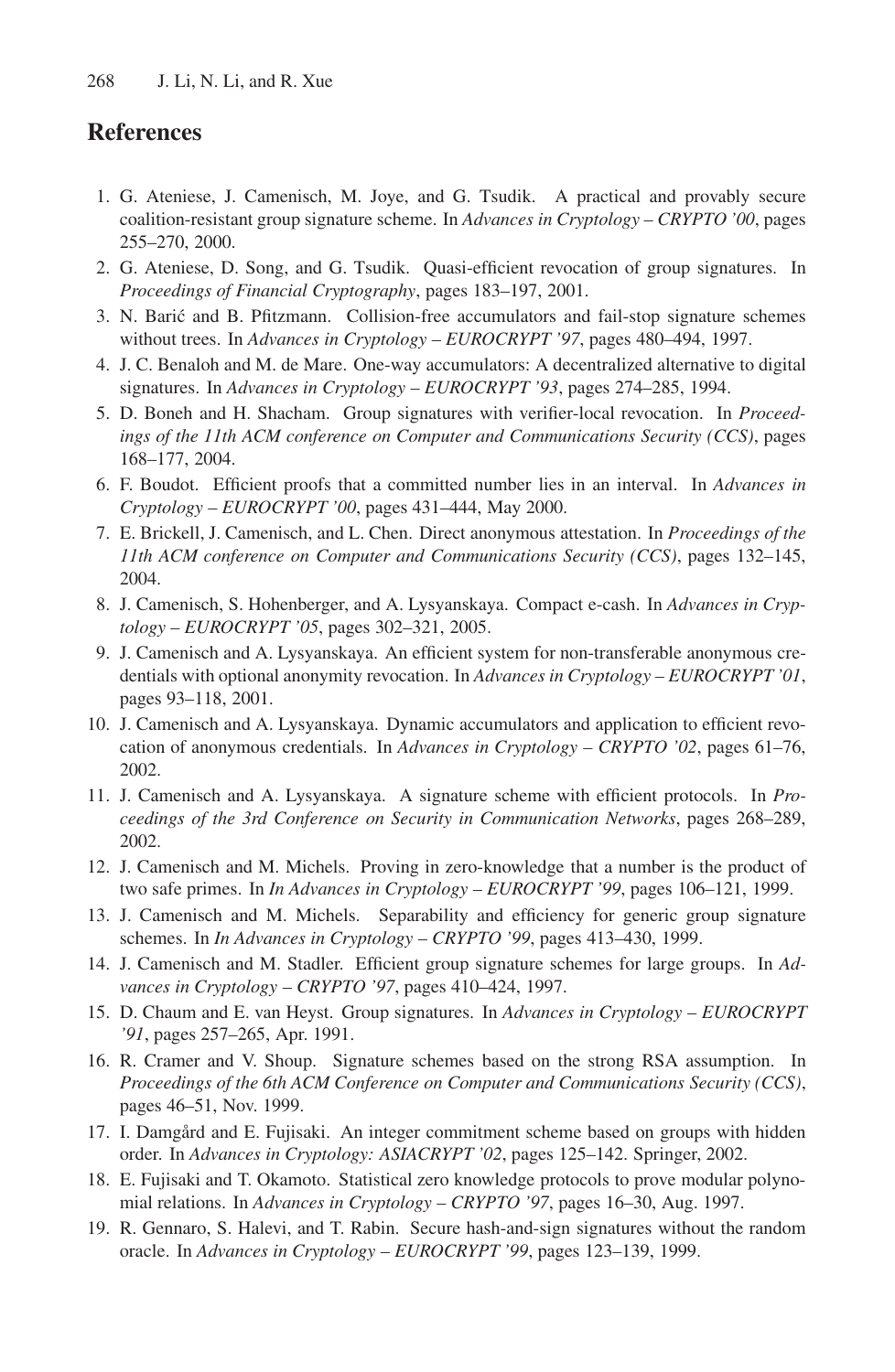## References

1. G. Ateniese, J. Camenisch, M. Joye, and G. Tsudik. A practical and provably secure coalition-resistant group signature scheme. In *Advances in Cryptology – CRYPTO '00*, pages 255–270, 2000.
2. G. Ateniese, D. Song, and G. Tsudik. Quasi-efficient revocation of group signatures. In *Proceedings of Financial Cryptography*, pages 183–197, 2001.
3. N. Barić and B. Pfitzmann. Collision-free accumulators and fail-stop signature schemes without trees. In *Advances in Cryptology – EUROCRYPT '97*, pages 480–494, 1997.
4. J. C. Benaloh and M. de Mare. One-way accumulators: A decentralized alternative to digital signatures. In *Advances in Cryptology – EUROCRYPT '93*, pages 274–285, 1994.
5. D. Boneh and H. Shacham. Group signatures with verifier-local revocation. In *Proceedings of the 11th ACM conference on Computer and Communications Security (CCS)*, pages 168–177, 2004.
6. F. Boudot. Efficient proofs that a committed number lies in an interval. In *Advances in Cryptology – EUROCRYPT '00*, pages 431–444, May 2000.
7. E. Brickell, J. Camenisch, and L. Chen. Direct anonymous attestation. In *Proceedings of the 11th ACM conference on Computer and Communications Security (CCS)*, pages 132–145, 2004.
8. J. Camenisch, S. Hohenberger, and A. Lysyanskaya. Compact e-cash. In *Advances in Cryptology – EUROCRYPT '05*, pages 302–321, 2005.
9. J. Camenisch and A. Lysyanskaya. An efficient system for non-transferable anonymous credentials with optional anonymity revocation. In *Advances in Cryptology – EUROCRYPT '01*, pages 93–118, 2001.
10. J. Camenisch and A. Lysyanskaya. Dynamic accumulators and application to efficient revocation of anonymous credentials. In *Advances in Cryptology – CRYPTO '02*, pages 61–76, 2002.
11. J. Camenisch and A. Lysyanskaya. A signature scheme with efficient protocols. In *Proceedings of the 3rd Conference on Security in Communication Networks*, pages 268–289, 2002.
12. J. Camenisch and M. Michels. Proving in zero-knowledge that a number is the product of two safe primes. In *In Advances in Cryptology – EUROCRYPT '99*, pages 106–121, 1999.
13. J. Camenisch and M. Michels. Separability and efficiency for generic group signature schemes. In *In Advances in Cryptology – CRYPTO '99*, pages 413–430, 1999.
14. J. Camenisch and M. Stadler. Efficient group signature schemes for large groups. In *Advances in Cryptology – CRYPTO '97*, pages 410–424, 1997.
15. D. Chaum and E. van Heyst. Group signatures. In *Advances in Cryptology – EUROCRYPT '91*, pages 257–265, Apr. 1991.
16. R. Cramer and V. Shoup. Signature schemes based on the strong RSA assumption. In *Proceedings of the 6th ACM Conference on Computer and Communications Security (CCS)*, pages 46–51, Nov. 1999.
17. I. Damgård and E. Fujisaki. An integer commitment scheme based on groups with hidden order. In *Advances in Cryptology: ASIACRYPT '02*, pages 125–142. Springer, 2002.
18. E. Fujisaki and T. Okamoto. Statistical zero knowledge protocols to prove modular polynomial relations. In *Advances in Cryptology – CRYPTO '97*, pages 16–30, Aug. 1997.
19. R. Gennaro, S. Halevi, and T. Rabin. Secure hash-and-sign signatures without the random oracle. In *Advances in Cryptology – EUROCRYPT '99*, pages 123–139, 1999.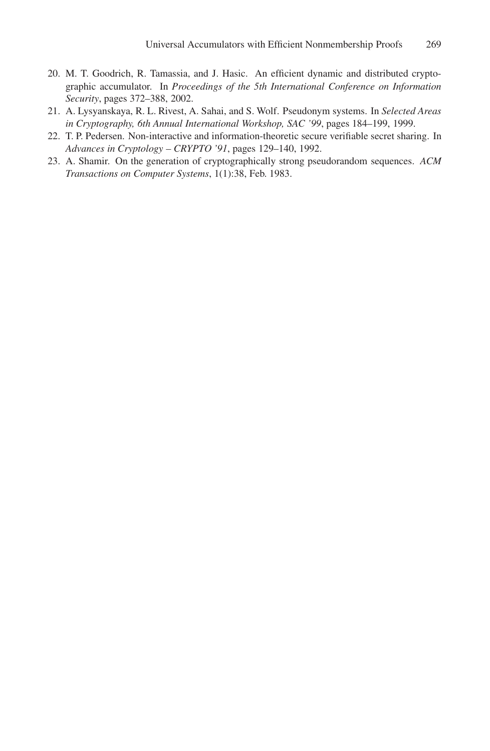20. M. T. Goodrich, R. Tamassia, and J. Hasic. An efficient dynamic and distributed cryptographic accumulator. In *Proceedings of the 5th International Conference on Information Security*, pages 372–388, 2002.
21. A. Lysyanskaya, R. L. Rivest, A. Sahai, and S. Wolf. Pseudonym systems. In *Selected Areas in Cryptography, 6th Annual International Workshop, SAC '99*, pages 184–199, 1999.
22. T. P. Pedersen. Non-interactive and information-theoretic secure verifiable secret sharing. In *Advances in Cryptology – CRYPTO '91*, pages 129–140, 1992.
23. A. Shamir. On the generation of cryptographically strong pseudorandom sequences. *ACM Transactions on Computer Systems*, 1(1):38, Feb. 1983.